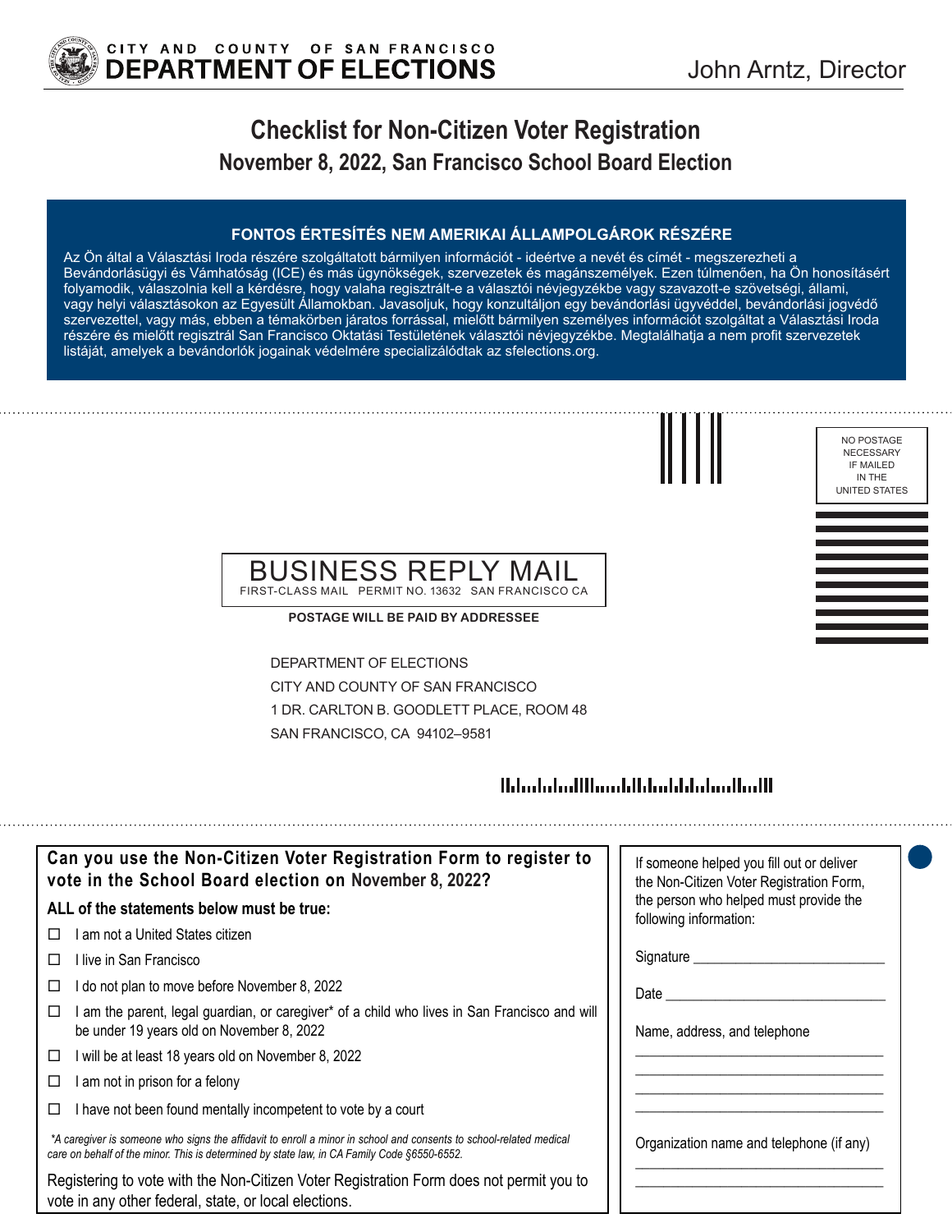CITY AND COUNTY OF SAN FRANCISCO
**DEPARTMENT OF ELECTIONS**

John Arntz, Director

# Checklist for Non-Citizen Voter Registration

## November 8, 2022, San Francisco School Board Election

**FONTOS ÉRTESÍTÉS NEM AMERIKAI ÁLLAMPOLGÁROK RÉSZÉRE**

Az Ön által a Választási Iroda részére szolgáltatott bármilyen információt - ideértve a nevét és címét - megszerezheti a Bevándorlásügyi és Vámhatóság (ICE) és más ügynökségek, szervezetek és magánszemélyek. Ezen túlmenően, ha Ön honosításért folyamodik, válaszolnia kell a kérdésre, hogy valaha regisztrált-e a választói névjegyzékbe vagy szavazott-e szövetségi, állami, vagy helyi választásokon az Egyesült Államokban. Javasoljuk, hogy konzultáljon egy bevándorlási ügyvéddel, bevándorlási jogvédő szervezettel, vagy más, ebben a témakörben járatos forrással, mielőtt bármilyen személyes információt szolgáltat a Választási Iroda részére és mielőtt regisztrál San Francisco Oktatási Testületének választói névjegyzékbe. Megtalálhatja a nem profit szervezetek listáját, amelyek a bevándorlók jogainak védelmére specializálódtak az sfelections.org.

NO POSTAGE NECESSARY IF MAILED IN THE UNITED STATES

BUSINESS REPLY MAIL
FIRST-CLASS MAIL PERMIT NO. 13632 SAN FRANCISCO CA

**POSTAGE WILL BE PAID BY ADDRESSEE**

DEPARTMENT OF ELECTIONS
CITY AND COUNTY OF SAN FRANCISCO
1 DR. CARLTON B. GOODLETT PLACE, ROOM 48
SAN FRANCISCO, CA 94102–9581

### Can you use the Non-Citizen Voter Registration Form to register to vote in the School Board election on November 8, 2022?

**ALL of the statements below must be true:**

- ☐ I am not a United States citizen
- ☐ I live in San Francisco
- ☐ I do not plan to move before November 8, 2022
- ☐ I am the parent, legal guardian, or caregiver* of a child who lives in San Francisco and will be under 19 years old on November 8, 2022
- ☐ I will be at least 18 years old on November 8, 2022
- ☐ I am not in prison for a felony
- ☐ I have not been found mentally incompetent to vote by a court

*\*A caregiver is someone who signs the affidavit to enroll a minor in school and consents to school-related medical care on behalf of the minor. This is determined by state law, in CA Family Code §6550-6552.*

Registering to vote with the Non-Citizen Voter Registration Form does not permit you to vote in any other federal, state, or local elections.

If someone helped you fill out or deliver the Non-Citizen Voter Registration Form, the person who helped must provide the following information:

Signature ___________________________

Date ___________________________

Name, address, and telephone

___________________________________

___________________________________

___________________________________

___________________________________

Organization name and telephone (if any)

___________________________________

___________________________________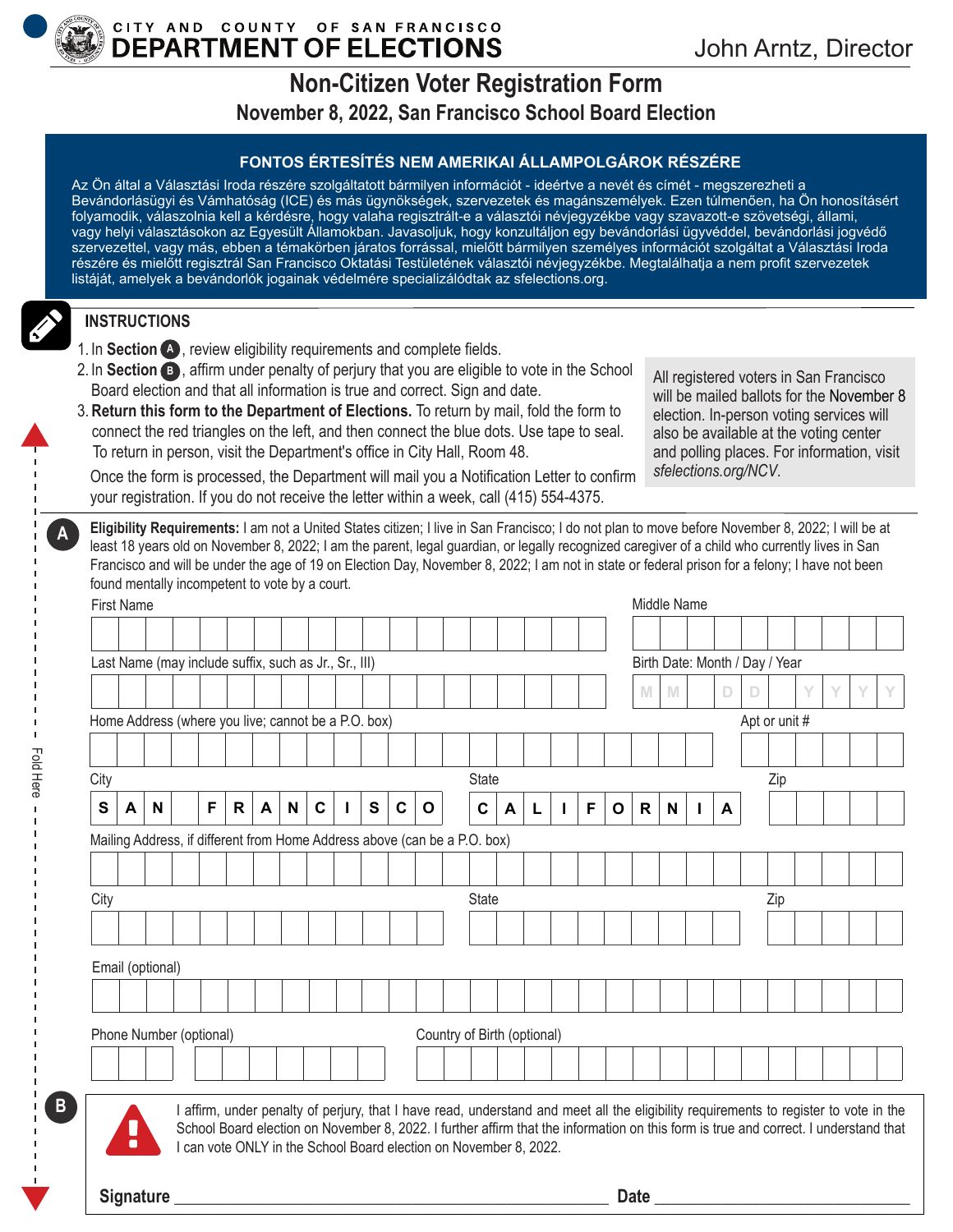CITY AND COUNTY OF SAN FRANCISCO
# DEPARTMENT OF ELECTIONS

John Arntz, Director

## Non-Citizen Voter Registration Form

### November 8, 2022, San Francisco School Board Election

**FONTOS ÉRTESÍTÉS NEM AMERIKAI ÁLLAMPOLGÁROK RÉSZÉRE**

Az Ön által a Választási Iroda részére szolgáltatott bármilyen információt - ideértve a nevét és címét - megszerezheti a Bevándorlásügyi és Vámhatóság (ICE) és más ügynökségek, szervezetek és magánszemélyek. Ezen túlmenően, ha Ön honosításért folyamodik, válaszolnia kell a kérdésre, hogy valaha regisztrált-e a választói névjegyzékbe vagy szavazott-e szövetségi, állami, vagy helyi választásokon az Egyesült Államokban. Javasoljuk, hogy konzultáljon egy bevándorlási ügyvéddel, bevándorlási jogvédő szervezettel, vagy más, ebben a témakörben járatos forrással, mielőtt bármilyen személyes információt szolgáltat a Választási Iroda részére és mielőtt regisztrál San Francisco Oktatási Testületének választói névjegyzékbe. Megtalálhatja a nem profit szervezetek listáját, amelyek a bevándorlók jogainak védelmére specializálódtak az sfelections.org.

**INSTRUCTIONS**

1. In **Section A**, review eligibility requirements and complete fields.
2. In **Section B**, affirm under penalty of perjury that you are eligible to vote in the School Board election and that all information is true and correct. Sign and date.
3. **Return this form to the Department of Elections.** To return by mail, fold the form to connect the red triangles on the left, and then connect the blue dots. Use tape to seal. To return in person, visit the Department's office in City Hall, Room 48.

Once the form is processed, the Department will mail you a Notification Letter to confirm your registration. If you do not receive the letter within a week, call (415) 554-4375.

All registered voters in San Francisco will be mailed ballots for the November 8 election. In-person voting services will also be available at the voting center and polling places. For information, visit *sfelections.org/NCV*.

Fold Here

**A**

**Eligibility Requirements:** I am not a United States citizen; I live in San Francisco; I do not plan to move before November 8, 2022; I will be at least 18 years old on November 8, 2022; I am the parent, legal guardian, or legally recognized caregiver of a child who currently lives in San Francisco and will be under the age of 19 on Election Day, November 8, 2022; I am not in state or federal prison for a felony; I have not been found mentally incompetent to vote by a court.

First Name ______________________ Middle Name ______________________

Last Name (may include suffix, such as Jr., Sr., III) ______________________ Birth Date: Month / Day / Year M M / D D / Y Y Y Y

Home Address (where you live; cannot be a P.O. box) ______________________ Apt or unit # ________

City: S A N F R A N C I S C O State: C A L I F O R N I A Zip ________

Mailing Address, if different from Home Address above (can be a P.O. box) ______________________

City ______________ State ______________ Zip ________

Email (optional) ______________________

Phone Number (optional) ______________ Country of Birth (optional) ______________

**B**

I affirm, under penalty of perjury, that I have read, understand and meet all the eligibility requirements to register to vote in the School Board election on November 8, 2022. I further affirm that the information on this form is true and correct. I understand that I can vote ONLY in the School Board election on November 8, 2022.

**Signature** ______________________ **Date** ______________